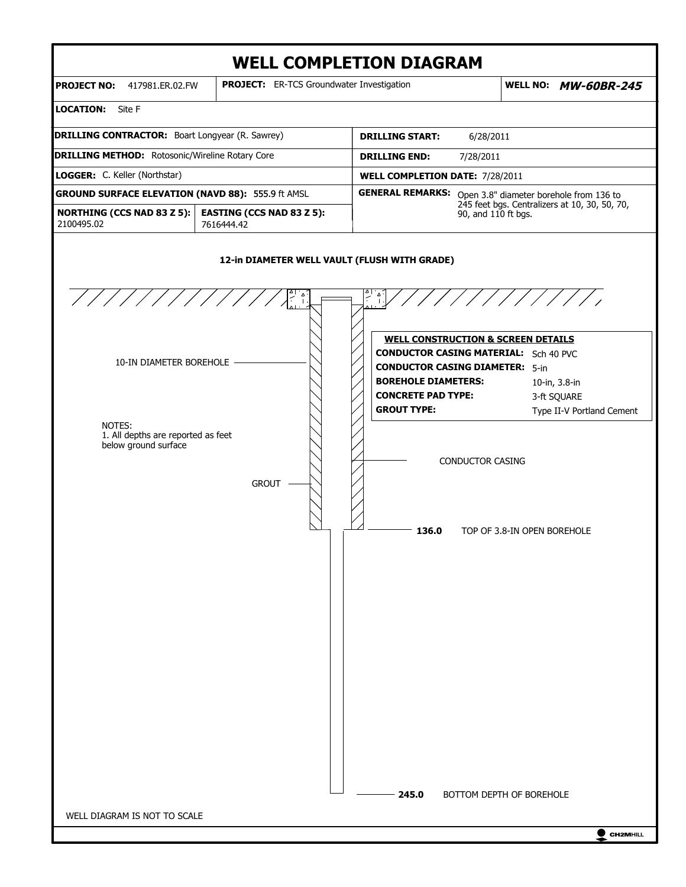# WELL COMPLETION DIAGRAM

| | | |
|---|---|---|
| **PROJECT NO:** 417981.ER.02.FW | **PROJECT:** ER-TCS Groundwater Investigation | **WELL NO:** ***MW-60BR-245*** |

**LOCATION:** Site F

| | |
|---|---|
| **DRILLING CONTRACTOR:** Boart Longyear (R. Sawrey) | **DRILLING START:** 6/28/2011 |
| **DRILLING METHOD:** Rotosonic/Wireline Rotary Core | **DRILLING END:** 7/28/2011 |
| **LOGGER:** C. Keller (Northstar) | **WELL COMPLETION DATE:** 7/28/2011 |
| **GROUND SURFACE ELEVATION (NAVD 88):** 555.9 ft AMSL | **GENERAL REMARKS:** Open 3.8" diameter borehole from 136 to 245 feet bgs. Centralizers at 10, 30, 50, 70, 90, and 110 ft bgs. |
| **NORTHING (CCS NAD 83 Z 5):** 2100495.02 / **EASTING (CCS NAD 83 Z 5):** 7616444.42 | |

**12-in DIAMETER WELL VAULT (FLUSH WITH GRADE)**

10-IN DIAMETER BOREHOLE

**WELL CONSTRUCTION & SCREEN DETAILS**

| | |
|---|---|
| **CONDUCTOR CASING MATERIAL:** | Sch 40 PVC |
| **CONDUCTOR CASING DIAMETER:** | 5-in |
| **BOREHOLE DIAMETERS:** | 10-in, 3.8-in |
| **CONCRETE PAD TYPE:** | 3-ft SQUARE |
| **GROUT TYPE:** | Type II-V Portland Cement |

NOTES:
1. All depths are reported as feet below ground surface

CONDUCTOR CASING

GROUT

**136.0** TOP OF 3.8-IN OPEN BOREHOLE

**245.0** BOTTOM DEPTH OF BOREHOLE

WELL DIAGRAM IS NOT TO SCALE

CH2MHILL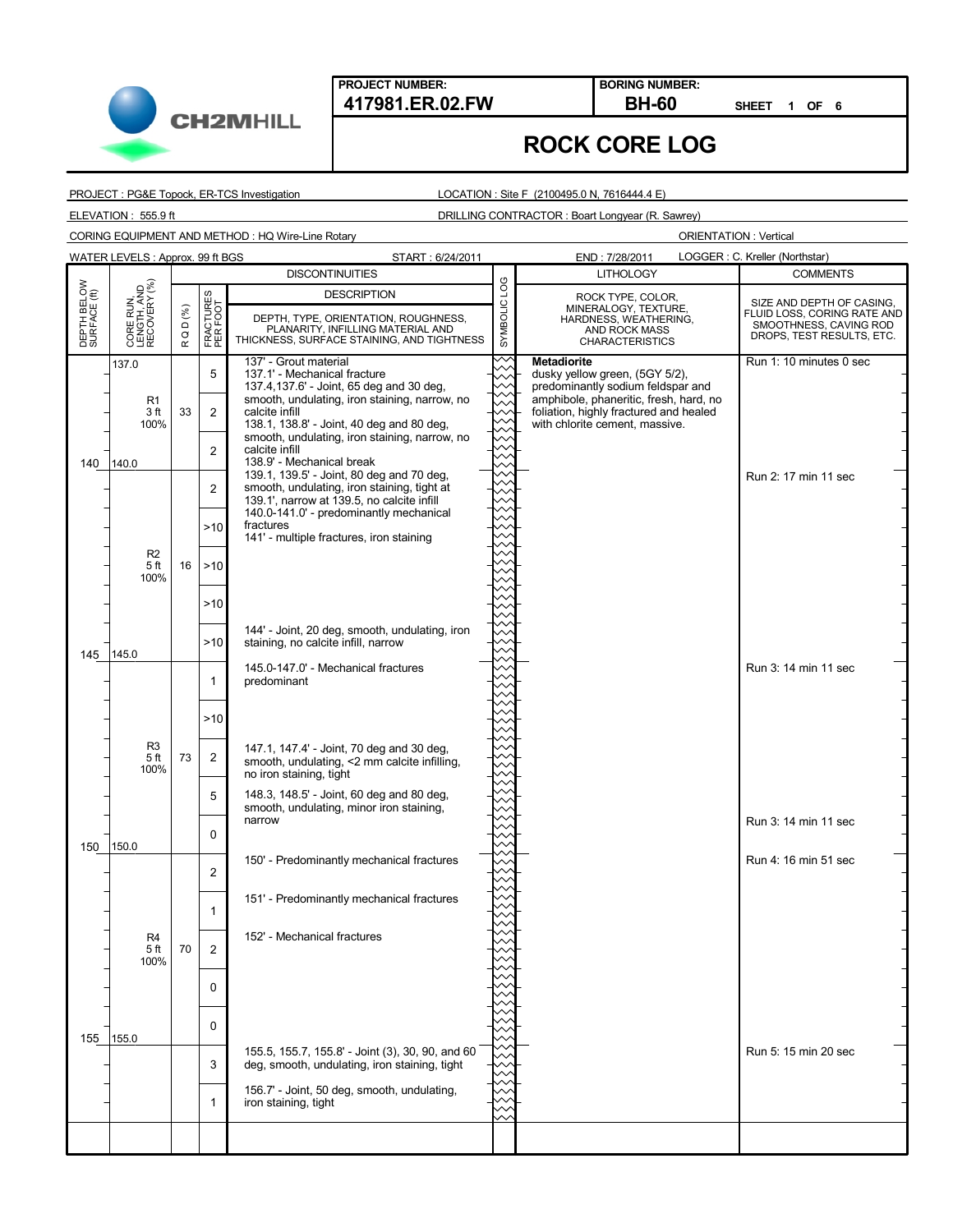**PROJECT NUMBER:** 417981.ER.02.FW

**BORING NUMBER:** BH-60

SHEET 1 OF 6

# ROCK CORE LOG

PROJECT : PG&E Topock, ER-TCS Investigation

LOCATION : Site F (2100495.0 N, 7616444.4 E)

ELEVATION : 555.9 ft

DRILLING CONTRACTOR : Boart Longyear (R. Sawrey)

CORING EQUIPMENT AND METHOD : HQ Wire-Line Rotary

ORIENTATION : Vertical

WATER LEVELS : Approx. 99 ft BGS

START : 6/24/2011

END : 7/28/2011

LOGGER : C. Kreller (Northstar)

| DEPTH BELOW SURFACE (ft) | CORE RUN, LENGTH, AND RECOVERY (%) | R Q D (%) | FRACTURES PER FOOT | DISCONTINUITIES DESCRIPTION: DEPTH, TYPE, ORIENTATION, ROUGHNESS, PLANARITY, INFILLING MATERIAL AND THICKNESS, SURFACE STAINING, AND TIGHTNESS | LITHOLOGY: ROCK TYPE, COLOR, MINERALOGY, TEXTURE, HARDNESS, WEATHERING, AND ROCK MASS CHARACTERISTICS | COMMENTS: SIZE AND DEPTH OF CASING, FLUID LOSS, CORING RATE AND SMOOTHNESS, CAVING ROD DROPS, TEST RESULTS, ETC. |
|---|---|---|---|---|---|---|
| 137.0 | R1 3 ft 100% | 33 | 5 | 137' - Grout material<br>137.1' - Mechanical fracture<br>137.4,137.6' - Joint, 65 deg and 30 deg, smooth, undulating, iron staining, narrow, no calcite infill | **Metadiorite**<br>dusky yellow green, (5GY 5/2), predominantly sodium feldspar and amphibole, phaneritic, fresh, hard, no foliation, highly fractured and healed with chlorite cement, massive. | Run 1: 10 minutes 0 sec |
| | | | 2 | 138.1, 138.8' - Joint, 40 deg and 80 deg, smooth, undulating, iron staining, narrow, no calcite infill | | |
| | | | 2 | 138.9' - Mechanical break | | |
| 140.0 | R2 5 ft 100% | 16 | 2 | 139.1, 139.5' - Joint, 80 deg and 70 deg, smooth, undulating, iron staining, tight at 139.1', narrow at 139.5, no calcite infill<br>140.0-141.0' - predominantly mechanical fractures | | Run 2: 17 min 11 sec |
| | | | >10 | 141' - multiple fractures, iron staining | | |
| | | | >10 | | | |
| | | | >10 | | | |
| | | | >10 | 144' - Joint, 20 deg, smooth, undulating, iron staining, no calcite infill, narrow | | |
| 145.0 | R3 5 ft 100% | 73 | 1 | 145.0-147.0' - Mechanical fractures predominant | | Run 3: 14 min 11 sec |
| | | | >10 | | | |
| | | | 2 | 147.1, 147.4' - Joint, 70 deg and 30 deg, smooth, undulating, <2 mm calcite infilling, no iron staining, tight | | |
| | | | 5 | 148.3, 148.5' - Joint, 60 deg and 80 deg, smooth, undulating, minor iron staining, narrow | | |
| | | | 0 | | | Run 3: 14 min 11 sec |
| 150.0 | R4 5 ft 100% | 70 | 2 | 150' - Predominantly mechanical fractures | | Run 4: 16 min 51 sec |
| | | | 1 | 151' - Predominantly mechanical fractures | | |
| | | | 2 | 152' - Mechanical fractures | | |
| | | | 0 | | | |
| | | | 0 | | | |
| 155.0 | | | 3 | 155.5, 155.7, 155.8' - Joint (3), 30, 90, and 60 deg, smooth, undulating, iron staining, tight | | Run 5: 15 min 20 sec |
| | | | 1 | 156.7' - Joint, 50 deg, smooth, undulating, iron staining, tight | | |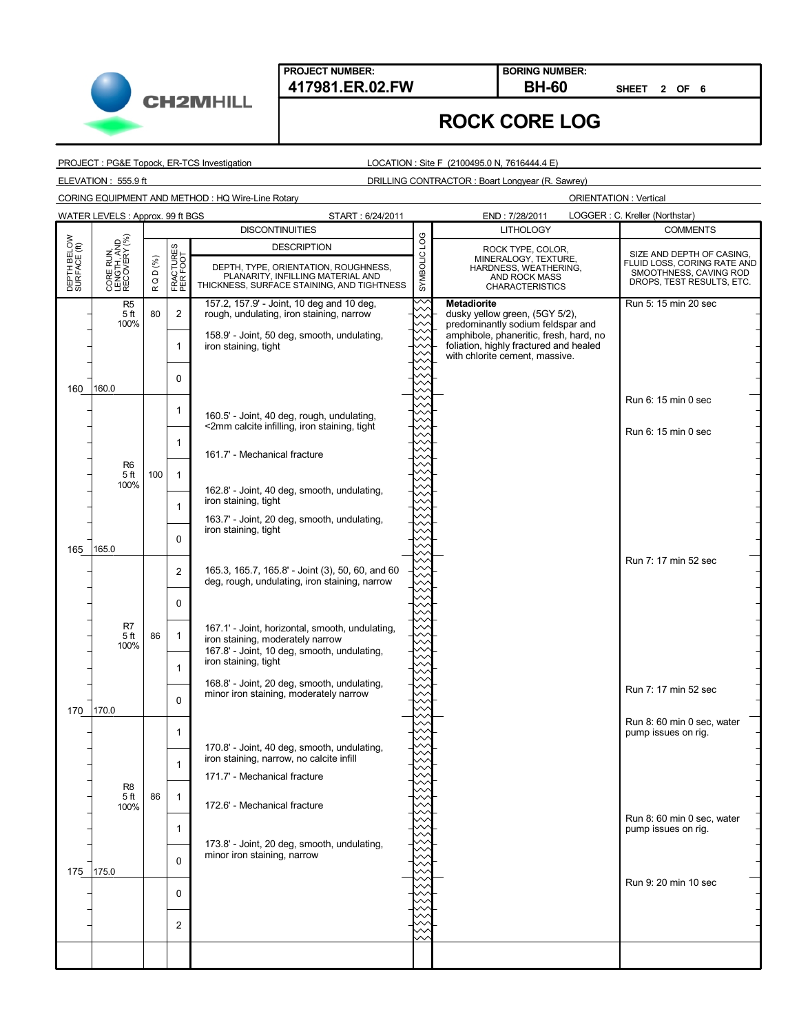**PROJECT NUMBER:** 417981.ER.02.FW

**BORING NUMBER:** BH-60

SHEET 2 OF 6

# ROCK CORE LOG

PROJECT : PG&E Topock, ER-TCS Investigation

LOCATION : Site F (2100495.0 N, 7616444.4 E)

ELEVATION : 555.9 ft

DRILLING CONTRACTOR : Boart Longyear (R. Sawrey)

CORING EQUIPMENT AND METHOD : HQ Wire-Line Rotary

ORIENTATION : Vertical

WATER LEVELS : Approx. 99 ft BGS

START : 6/24/2011

END : 7/28/2011

LOGGER : C. Kreller (Northstar)

| DEPTH BELOW SURFACE (ft) | CORE RUN, LENGTH, AND RECOVERY (%) | R Q D (%) | FRACTURES PER FOOT | DISCONTINUITIES DESCRIPTION: DEPTH, TYPE, ORIENTATION, ROUGHNESS, PLANARITY, INFILLING MATERIAL AND THICKNESS, SURFACE STAINING, AND TIGHTNESS | SYMBOLIC LOG | LITHOLOGY: ROCK TYPE, COLOR, MINERALOGY, TEXTURE, HARDNESS, WEATHERING, AND ROCK MASS CHARACTERISTICS | COMMENTS: SIZE AND DEPTH OF CASING, FLUID LOSS, CORING RATE AND SMOOTHNESS, CAVING ROD DROPS, TEST RESULTS, ETC. |
|---|---|---|---|---|---|---|---|
| | R5 5 ft 100% | 80 | 2 | 157.2, 157.9' - Joint, 10 deg and 10 deg, rough, undulating, iron staining, narrow | | **Metadiorite** dusky yellow green, (5GY 5/2), predominantly sodium feldspar and amphibole, phaneritic, fresh, hard, no foliation, highly fractured and healed with chlorite cement, massive. | Run 5: 15 min 20 sec |
| | | | 1 | 158.9' - Joint, 50 deg, smooth, undulating, iron staining, tight | | | |
| | | | 0 | | | | |
| 160 | 160.0 | | | | | | |
| | R6 5 ft 100% | 100 | 1 | 160.5' - Joint, 40 deg, rough, undulating, <2mm calcite infilling, iron staining, tight | | | Run 6: 15 min 0 sec |
| | | | 1 | 161.7' - Mechanical fracture | | | Run 6: 15 min 0 sec |
| | | | 1 | 162.8' - Joint, 40 deg, smooth, undulating, iron staining, tight | | | |
| | | | 1 | 163.7' - Joint, 20 deg, smooth, undulating, iron staining, tight | | | |
| | | | 0 | | | | |
| 165 | 165.0 | | | | | | |
| | R7 5 ft 100% | 86 | 2 | 165.3, 165.7, 165.8' - Joint (3), 50, 60, and 60 deg, rough, undulating, iron staining, narrow | | | Run 7: 17 min 52 sec |
| | | | 0 | | | | |
| | | | 1 | 167.1' - Joint, horizontal, smooth, undulating, iron staining, moderately narrow | | | |
| | | | 1 | 167.8' - Joint, 10 deg, smooth, undulating, iron staining, tight | | | |
| | | | 0 | 168.8' - Joint, 20 deg, smooth, undulating, minor iron staining, moderately narrow | | | Run 7: 17 min 52 sec |
| 170 | 170.0 | | | | | | |
| | R8 5 ft 100% | 86 | 1 | 170.8' - Joint, 40 deg, smooth, undulating, iron staining, narrow, no calcite infill | | | Run 8: 60 min 0 sec, water pump issues on rig. |
| | | | 1 | 171.7' - Mechanical fracture | | | |
| | | | 1 | 172.6' - Mechanical fracture | | | |
| | | | 1 | 173.8' - Joint, 20 deg, smooth, undulating, minor iron staining, narrow | | | Run 8: 60 min 0 sec, water pump issues on rig. |
| | | | 0 | | | | |
| 175 | 175.0 | | | | | | |
| | | | 0 | | | | Run 9: 20 min 10 sec |
| | | | 2 | | | | |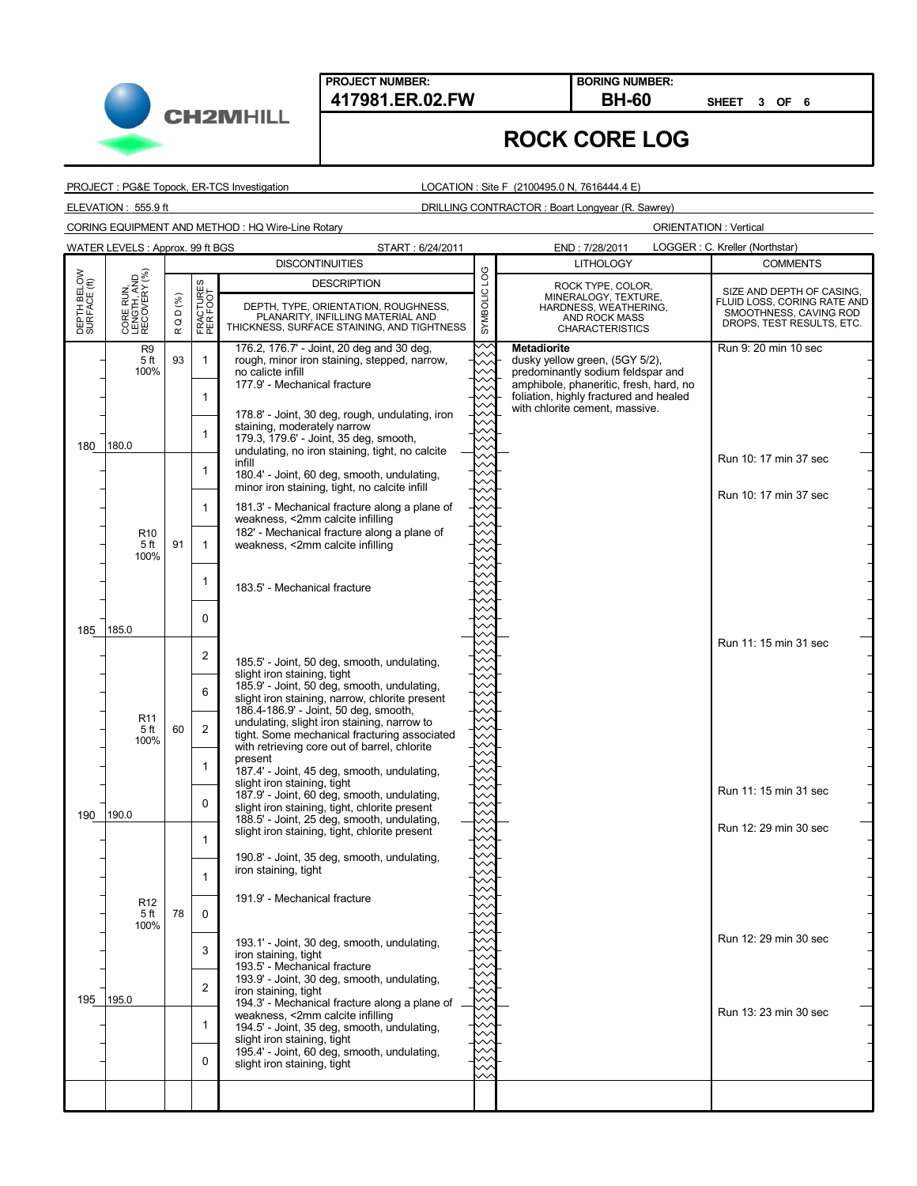**PROJECT NUMBER:** 417981.ER.02.FW

**BORING NUMBER:** BH-60

SHEET 3 OF 6

# ROCK CORE LOG

PROJECT : PG&E Topock, ER-TCS Investigation

LOCATION : Site F (2100495.0 N, 7616444.4 E)

ELEVATION : 555.9 ft

DRILLING CONTRACTOR : Boart Longyear (R. Sawrey)

CORING EQUIPMENT AND METHOD : HQ Wire-Line Rotary

ORIENTATION : Vertical

WATER LEVELS : Approx. 99 ft BGS

START : 6/24/2011

END : 7/28/2011

LOGGER : C. Kreller (Northstar)

| DEPTH BELOW SURFACE (ft) | CORE RUN, LENGTH, AND RECOVERY (%) | RQD (%) | FRACTURES PER FOOT | DISCONTINUITIES DESCRIPTION: DEPTH, TYPE, ORIENTATION, ROUGHNESS, PLANARITY, INFILLING MATERIAL AND THICKNESS, SURFACE STAINING, AND TIGHTNESS | LITHOLOGY: ROCK TYPE, COLOR, MINERALOGY, TEXTURE, HARDNESS, WEATHERING, AND ROCK MASS CHARACTERISTICS | COMMENTS: SIZE AND DEPTH OF CASING, FLUID LOSS, CORING RATE AND SMOOTHNESS, CAVING ROD DROPS, TEST RESULTS, ETC. |
|---|---|---|---|---|---|---|
| | R9 5 ft 100% | 93 | 1 | 176.2, 176.7' - Joint, 20 deg and 30 deg, rough, minor iron staining, stepped, narrow, no calcite infill | **Metadiorite** dusky yellow green, (5GY 5/2), predominantly sodium feldspar and amphibole, phaneritic, fresh, hard, no foliation, highly fractured and healed with chlorite cement, massive. | Run 9: 20 min 10 sec |
| | | | 1 | 177.9' - Mechanical fracture | | |
| | | | 1 | 178.8' - Joint, 30 deg, rough, undulating, iron staining, moderately narrow<br>179.3, 179.6' - Joint, 35 deg, smooth, undulating, no iron staining, tight, no calcite infill | | |
| 180 | 180.0 | | | | | |
| | R10 5 ft 100% | 91 | 1 | 180.4' - Joint, 60 deg, smooth, undulating, minor iron staining, tight, no calcite infill | | Run 10: 17 min 37 sec |
| | | | 1 | 181.3' - Mechanical fracture along a plane of weakness, <2mm calcite infilling | | Run 10: 17 min 37 sec |
| | | | 1 | 182' - Mechanical fracture along a plane of weakness, <2mm calcite infilling | | |
| | | | 1 | 183.5' - Mechanical fracture | | |
| | | | 0 | | | |
| 185 | 185.0 | | | | | |
| | R11 5 ft 100% | 60 | 2 | 185.5' - Joint, 50 deg, smooth, undulating, slight iron staining, tight | | Run 11: 15 min 31 sec |
| | | | 6 | 185.9' - Joint, 50 deg, smooth, undulating, slight iron staining, narrow, chlorite present<br>186.4-186.9' - Joint, 50 deg, smooth, undulating, slight iron staining, narrow to tight. Some mechanical fracturing associated with retrieving core out of barrel, chlorite present | | |
| | | | 2 | | | |
| | | | 1 | 187.4' - Joint, 45 deg, smooth, undulating, slight iron staining, tight | | |
| | | | 0 | 187.9' - Joint, 60 deg, smooth, undulating, slight iron staining, tight, chlorite present<br>188.5' - Joint, 25 deg, smooth, undulating, slight iron staining, tight, chlorite present | | Run 11: 15 min 31 sec |
| 190 | 190.0 | | | | | |
| | R12 5 ft 100% | 78 | 1 | 190.8' - Joint, 35 deg, smooth, undulating, iron staining, tight | | Run 12: 29 min 30 sec |
| | | | 1 | 191.9' - Mechanical fracture | | |
| | | | 0 | | | |
| | | | 3 | 193.1' - Joint, 30 deg, smooth, undulating, iron staining, tight<br>193.5' - Mechanical fracture | | Run 12: 29 min 30 sec |
| | | | 2 | 193.9' - Joint, 30 deg, smooth, undulating, iron staining, tight<br>194.3' - Mechanical fracture along a plane of weakness, <2mm calcite infilling | | |
| 195 | 195.0 | | | | | |
| | | | 1 | 194.5' - Joint, 35 deg, smooth, undulating, slight iron staining, tight | | Run 13: 23 min 30 sec |
| | | | 0 | 195.4' - Joint, 60 deg, smooth, undulating, slight iron staining, tight | | |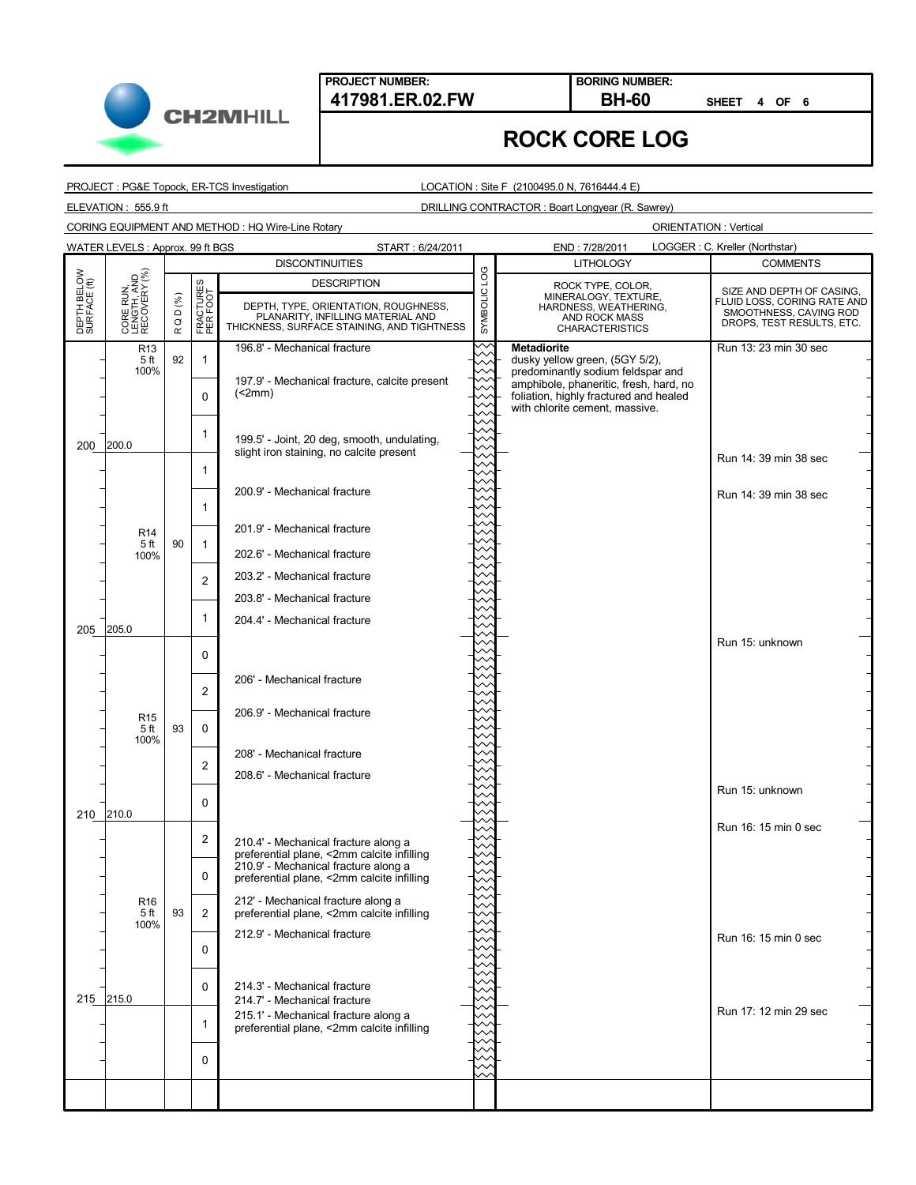CH2MHILL

**PROJECT NUMBER:** 417981.ER.02.FW

**BORING NUMBER:** BH-60

SHEET 4 OF 6

# ROCK CORE LOG

PROJECT : PG&E Topock, ER-TCS Investigation

LOCATION : Site F (2100495.0 N, 7616444.4 E)

ELEVATION : 555.9 ft

DRILLING CONTRACTOR : Boart Longyear (R. Sawrey)

CORING EQUIPMENT AND METHOD : HQ Wire-Line Rotary

ORIENTATION : Vertical

WATER LEVELS : Approx. 99 ft BGS

START : 6/24/2011

END : 7/28/2011

LOGGER : C. Kreller (Northstar)

| DEPTH BELOW SURFACE (ft) | CORE RUN, LENGTH, AND RECOVERY (%) | RQD (%) | FRACTURES PER FOOT | DISCONTINUITIES DESCRIPTION: DEPTH, TYPE, ORIENTATION, ROUGHNESS, PLANARITY, INFILLING MATERIAL AND THICKNESS, SURFACE STAINING, AND TIGHTNESS | LITHOLOGY: ROCK TYPE, COLOR, MINERALOGY, TEXTURE, HARDNESS, WEATHERING, AND ROCK MASS CHARACTERISTICS | COMMENTS: SIZE AND DEPTH OF CASING, FLUID LOSS, CORING RATE AND SMOOTHNESS, CAVING ROD DROPS, TEST RESULTS, ETC. |
|---|---|---|---|---|---|---|
| | R13 5 ft 100% | 92 | 1 | 196.8' - Mechanical fracture | **Metadiorite** dusky yellow green, (5GY 5/2), predominantly sodium feldspar and amphibole, phaneritic, fresh, hard, no foliation, highly fractured and healed with chlorite cement, massive. | Run 13: 23 min 30 sec |
| | | | 0 | 197.9' - Mechanical fracture, calcite present (<2mm) | | |
| 200 | 200.0 | | 1 | 199.5' - Joint, 20 deg, smooth, undulating, slight iron staining, no calcite present | | |
| | R14 5 ft 100% | 90 | 1 | | | Run 14: 39 min 38 sec |
| | | | 1 | 200.9' - Mechanical fracture | | Run 14: 39 min 38 sec |
| | | | 1 | 201.9' - Mechanical fracture<br>202.6' - Mechanical fracture | | |
| | | | 2 | 203.2' - Mechanical fracture<br>203.8' - Mechanical fracture | | |
| | | | 1 | 204.4' - Mechanical fracture | | |
| 205 | 205.0 | | | | | Run 15: unknown |
| | R15 5 ft 100% | 93 | 0 | | | |
| | | | 2 | 206' - Mechanical fracture | | |
| | | | 0 | 206.9' - Mechanical fracture | | |
| | | | 2 | 208' - Mechanical fracture<br>208.6' - Mechanical fracture | | |
| | | | 0 | | | Run 15: unknown |
| 210 | 210.0 | | | | | Run 16: 15 min 0 sec |
| | R16 5 ft 100% | 93 | 2 | 210.4' - Mechanical fracture along a preferential plane, <2mm calcite infilling | | |
| | | | 0 | 210.9' - Mechanical fracture along a preferential plane, <2mm calcite infilling | | |
| | | | 2 | 212' - Mechanical fracture along a preferential plane, <2mm calcite infilling<br>212.9' - Mechanical fracture | | |
| | | | 0 | | | Run 16: 15 min 0 sec |
| | | | 0 | 214.3' - Mechanical fracture<br>214.7' - Mechanical fracture | | |
| 215 | 215.0 | | 1 | 215.1' - Mechanical fracture along a preferential plane, <2mm calcite infilling | | Run 17: 12 min 29 sec |
| | | | 0 | | | |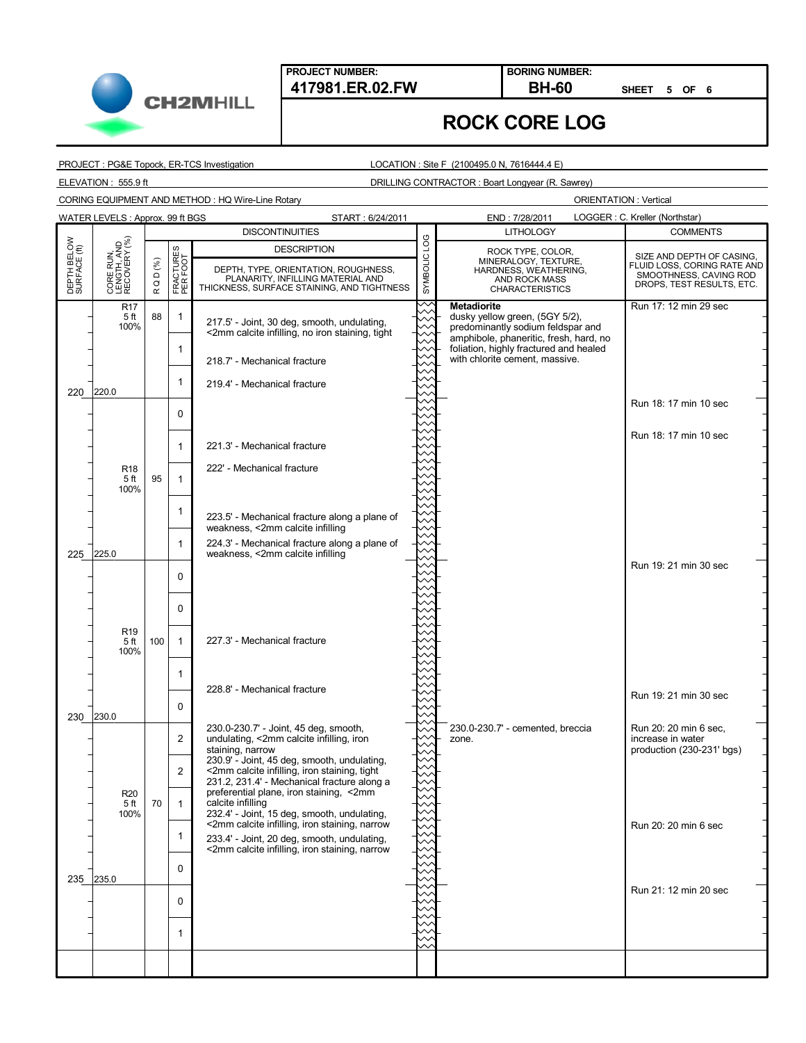**PROJECT NUMBER:** 417981.ER.02.FW

**BORING NUMBER:** BH-60

# ROCK CORE LOG

PROJECT : PG&E Topock, ER-TCS Investigation

LOCATION : Site F (2100495.0 N, 7616444.4 E)

ELEVATION : 555.9 ft

DRILLING CONTRACTOR : Boart Longyear (R. Sawrey)

CORING EQUIPMENT AND METHOD : HQ Wire-Line Rotary

ORIENTATION : Vertical

WATER LEVELS : Approx. 99 ft BGS

START : 6/24/2011

END : 7/28/2011

LOGGER : C. Kreller (Northstar)

| DEPTH BELOW SURFACE (ft) | CORE RUN, LENGTH, AND RECOVERY (%) | R Q D (%) | FRACTURES PER FOOT | DISCONTINUITIES DESCRIPTION (DEPTH, TYPE, ORIENTATION, ROUGHNESS, PLANARITY, INFILLING MATERIAL AND THICKNESS, SURFACE STAINING, AND TIGHTNESS) | LITHOLOGY (ROCK TYPE, COLOR, MINERALOGY, TEXTURE, HARDNESS, WEATHERING, AND ROCK MASS CHARACTERISTICS) | COMMENTS (SIZE AND DEPTH OF CASING, FLUID LOSS, CORING RATE AND SMOOTHNESS, CAVING ROD DROPS, TEST RESULTS, ETC.) |
|---|---|---|---|---|---|---|
| | R17 5 ft 100% | 88 | 1 | 217.5' - Joint, 30 deg, smooth, undulating, <2mm calcite infilling, no iron staining, tight | **Metadiorite** dusky yellow green, (5GY 5/2), predominantly sodium feldspar and amphibole, phaneritic, fresh, hard, no foliation, highly fractured and healed with chlorite cement, massive. | Run 17: 12 min 29 sec |
| | | | 1 | 218.7' - Mechanical fracture | | |
| | | | 1 | 219.4' - Mechanical fracture | | |
| 220 | 220.0 | | 0 | | | Run 18: 17 min 10 sec |
| | | | 1 | 221.3' - Mechanical fracture | | Run 18: 17 min 10 sec |
| | R18 5 ft 100% | 95 | 1 | 222' - Mechanical fracture | | |
| | | | 1 | 223.5' - Mechanical fracture along a plane of weakness, <2mm calcite infilling | | |
| | | | 1 | 224.3' - Mechanical fracture along a plane of weakness, <2mm calcite infilling | | |
| 225 | 225.0 | | 0 | | | Run 19: 21 min 30 sec |
| | | | 0 | | | |
| | R19 5 ft 100% | 100 | 1 | 227.3' - Mechanical fracture | | |
| | | | 1 | 228.8' - Mechanical fracture | | |
| | | | 0 | | | Run 19: 21 min 30 sec |
| 230 | 230.0 | | 2 | 230.0-230.7' - Joint, 45 deg, smooth, undulating, <2mm calcite infilling, iron staining, narrow | 230.0-230.7' - cemented, breccia zone. | Run 20: 20 min 6 sec, increase in water production (230-231' bgs) |
| | | | 2 | 230.9' - Joint, 45 deg, smooth, undulating, <2mm calcite infilling, iron staining, tight; 231.2, 231.4' - Mechanical fracture along a preferential plane, iron staining, <2mm calcite infilling | | |
| | R20 5 ft 100% | 70 | 1 | 232.4' - Joint, 15 deg, smooth, undulating, <2mm calcite infilling, iron staining, narrow | | |
| | | | 1 | 233.4' - Joint, 20 deg, smooth, undulating, <2mm calcite infilling, iron staining, narrow | | Run 20: 20 min 6 sec |
| | | | 0 | | | |
| 235 | 235.0 | | 0 | | | Run 21: 12 min 20 sec |
| | | | 1 | | | |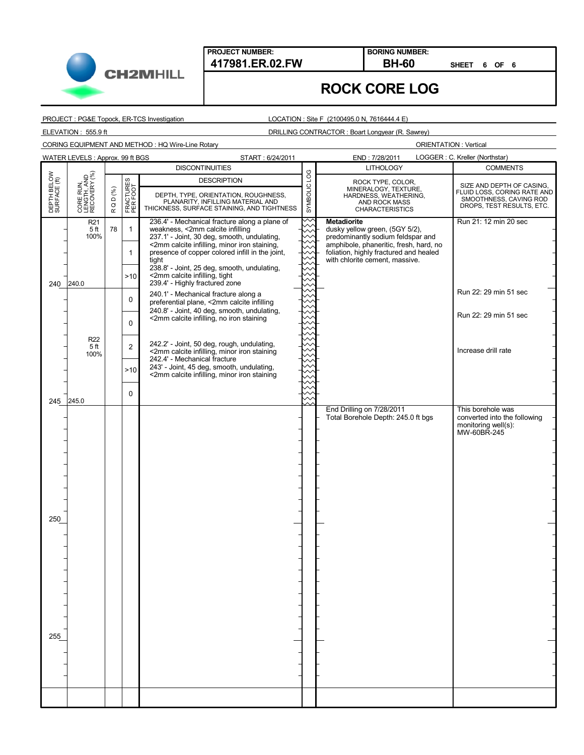**PROJECT NUMBER:** 417981.ER.02.FW

**BORING NUMBER:** BH-60

# ROCK CORE LOG

PROJECT : PG&E Topock, ER-TCS Investigation

LOCATION : Site F (2100495.0 N, 7616444.4 E)

ELEVATION : 555.9 ft

DRILLING CONTRACTOR : Boart Longyear (R. Sawrey)

CORING EQUIPMENT AND METHOD : HQ Wire-Line Rotary

ORIENTATION : Vertical

WATER LEVELS : Approx. 99 ft BGS

START : 6/24/2011

END : 7/28/2011

LOGGER : C. Kreller (Northstar)

| DEPTH BELOW SURFACE (ft) | CORE RUN, LENGTH, AND RECOVERY (%) | RQD (%) | FRACTURES PER FOOT | DISCONTINUITIES: DEPTH, TYPE, ORIENTATION, ROUGHNESS, PLANARITY, INFILLING MATERIAL AND THICKNESS, SURFACE STAINING, AND TIGHTNESS | SYMBOLIC LOG | LITHOLOGY: ROCK TYPE, COLOR, MINERALOGY, TEXTURE, HARDNESS, WEATHERING, AND ROCK MASS CHARACTERISTICS | COMMENTS: SIZE AND DEPTH OF CASING, FLUID LOSS, CORING RATE AND SMOOTHNESS, CAVING ROD DROPS, TEST RESULTS, ETC. |
|---|---|---|---|---|---|---|---|
| | R21 5 ft 100% | 78 | 1 | 236.4' - Mechanical fracture along a plane of weakness, <2mm calcite infilling | | **Metadiorite** dusky yellow green, (5GY 5/2), predominantly sodium feldspar and amphibole, phaneritic, fresh, hard, no foliation, highly fractured and healed with chlorite cement, massive. | Run 21: 12 min 20 sec |
| | | | 1 | 237.1' - Joint, 30 deg, smooth, undulating, <2mm calcite infilling, minor iron staining, presence of copper colored infill in the joint, tight | | | |
| 240 | 240.0 | | >10 | 238.8' - Joint, 25 deg, smooth, undulating, <2mm calcite infilling, tight<br>239.4' - Highly fractured zone | | | |
| | | | 0 | 240.1' - Mechanical fracture along a preferential plane, <2mm calcite infilling | | | Run 22: 29 min 51 sec |
| | | | 0 | 240.8' - Joint, 40 deg, smooth, undulating, <2mm calcite infilling, no iron staining | | | Run 22: 29 min 51 sec |
| | R22 5 ft 100% | | 2 | 242.2' - Joint, 50 deg, rough, undulating, <2mm calcite infilling, minor iron staining<br>242.4' - Mechanical fracture | | | Increase drill rate |
| | | | >10 | 243' - Joint, 45 deg, smooth, undulating, <2mm calcite infilling, minor iron staining | | | |
| 245 | 245.0 | | 0 | | | | |
| | | | | | | End Drilling on 7/28/2011<br>Total Borehole Depth: 245.0 ft bgs | This borehole was converted into the following monitoring well(s): MW-60BR-245 |
| 250 | | | | | | | |
| 255 | | | | | | | |